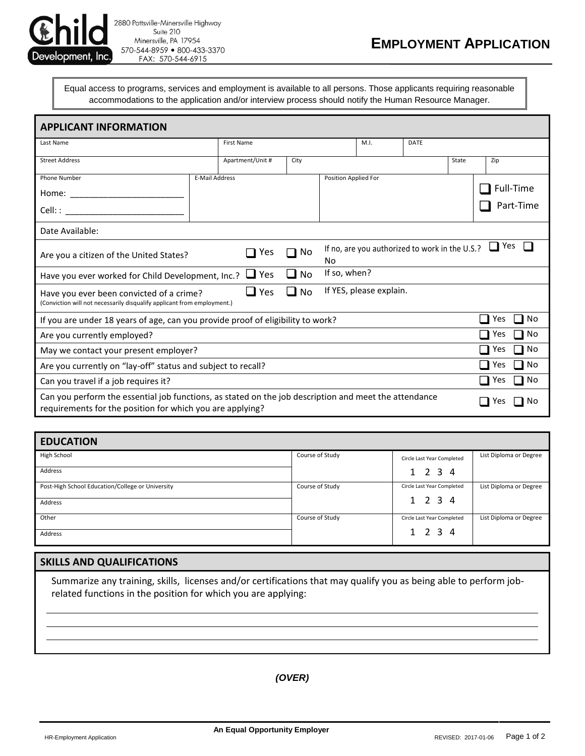Child Development, Inc.
2880 Pottsville-Minersville Highway
Suite 210
Minersville, PA 17954
570-544-8959 • 800-433-3370
FAX: 570-544-6915

# EMPLOYMENT APPLICATION

Equal access to programs, services and employment is available to all persons. Those applicants requiring reasonable accommodations to the application and/or interview process should notify the Human Resource Manager.

## APPLICANT INFORMATION

| Last Name | First Name | | M.I. | DATE | |
|---|---|---|---|---|---|
| Street Address | Apartment/Unit # | City | | State | Zip |

| Phone Number | E-Mail Address | Position Applied For | |
|---|---|---|---|
| Home: ______________________ Cell: : ______________________ | | | ☐ Full-Time ☐ Part-Time |

Date Available:

| | | |
|---|---|---|
| Are you a citizen of the United States? | ☐ Yes ☐ No | If no, are you authorized to work in the U.S.? ☐ Yes ☐ No |
| Have you ever worked for Child Development, Inc.? | ☐ Yes ☐ No | If so, when? |
| Have you ever been convicted of a crime? (Conviction will not necessarily disqualify applicant from employment.) | ☐ Yes ☐ No | If YES, please explain. |

| | |
|---|---|
| If you are under 18 years of age, can you provide proof of eligibility to work? | ☐ Yes ☐ No |
| Are you currently employed? | ☐ Yes ☐ No |
| May we contact your present employer? | ☐ Yes ☐ No |
| Are you currently on "lay-off" status and subject to recall? | ☐ Yes ☐ No |
| Can you travel if a job requires it? | ☐ Yes ☐ No |
| Can you perform the essential job functions, as stated on the job description and meet the attendance requirements for the position for which you are applying? | ☐ Yes ☐ No |

## EDUCATION

| | Course of Study | Circle Last Year Completed | List Diploma or Degree |
|---|---|---|---|
| High School | | | |
| Address | | 1 2 3 4 | |
| Post-High School Education/College or University | | | |
| Address | | 1 2 3 4 | |
| Other | | | |
| Address | | 1 2 3 4 | |

## SKILLS AND QUALIFICATIONS

Summarize any training, skills, licenses and/or certifications that may qualify you as being able to perform job-related functions in the position for which you are applying:

_______________________________________________________________________________

_______________________________________________________________________________

_______________________________________________________________________________

***(OVER)***

**An Equal Opportunity Employer**

HR-Employment Application REVISED: 2017-01-06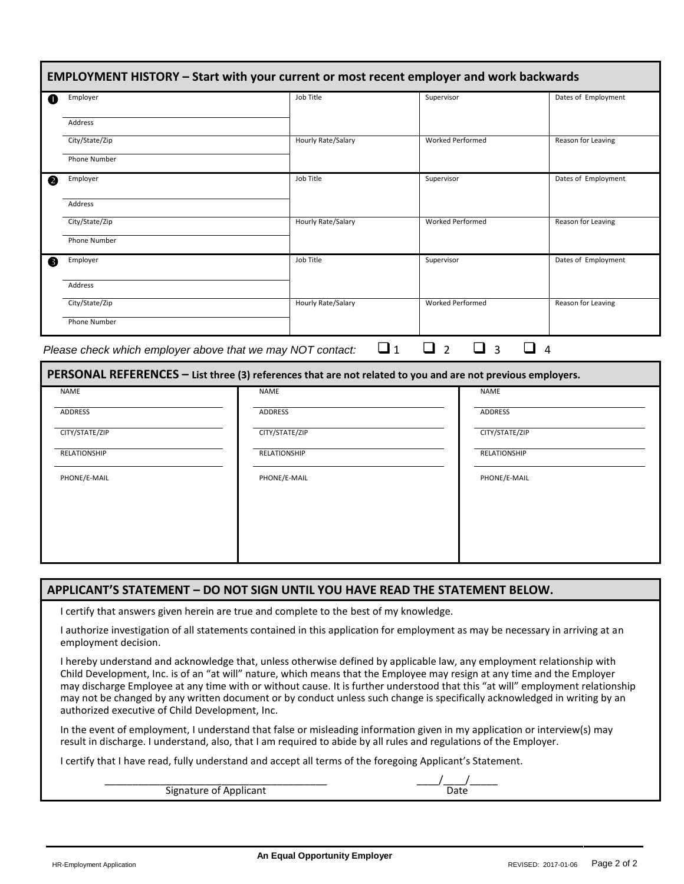## EMPLOYMENT HISTORY – Start with your current or most recent employer and work backwards

| | | | | |
|---|---|---|---|---|
| ❶ | Employer | Job Title | Supervisor | Dates of Employment |
| | Address | | | |
| | City/State/Zip | Hourly Rate/Salary | Worked Performed | Reason for Leaving |
| | Phone Number | | | |
| ❷ | Employer | Job Title | Supervisor | Dates of Employment |
| | Address | | | |
| | City/State/Zip | Hourly Rate/Salary | Worked Performed | Reason for Leaving |
| | Phone Number | | | |
| ❸ | Employer | Job Title | Supervisor | Dates of Employment |
| | Address | | | |
| | City/State/Zip | Hourly Rate/Salary | Worked Performed | Reason for Leaving |
| | Phone Number | | | |

*Please check which employer above that we may NOT contact:* ❑ 1 ❑ 2 ❑ 3 ❑ 4

## PERSONAL REFERENCES – List three (3) references that are not related to you and are not previous employers.

| | | |
|---|---|---|
| NAME | NAME | NAME |
| ADDRESS | ADDRESS | ADDRESS |
| CITY/STATE/ZIP | CITY/STATE/ZIP | CITY/STATE/ZIP |
| RELATIONSHIP | RELATIONSHIP | RELATIONSHIP |
| PHONE/E-MAIL | PHONE/E-MAIL | PHONE/E-MAIL |

## APPLICANT'S STATEMENT – DO NOT SIGN UNTIL YOU HAVE READ THE STATEMENT BELOW.

I certify that answers given herein are true and complete to the best of my knowledge.

I authorize investigation of all statements contained in this application for employment as may be necessary in arriving at an employment decision.

I hereby understand and acknowledge that, unless otherwise defined by applicable law, any employment relationship with Child Development, Inc. is of an "at will" nature, which means that the Employee may resign at any time and the Employer may discharge Employee at any time with or without cause. It is further understood that this "at will" employment relationship may not be changed by any written document or by conduct unless such change is specifically acknowledged in writing by an authorized executive of Child Development, Inc.

In the event of employment, I understand that false or misleading information given in my application or interview(s) may result in discharge. I understand, also, that I am required to abide by all rules and regulations of the Employer.

I certify that I have read, fully understand and accept all terms of the foregoing Applicant's Statement.

_______________________________________ ____/____/_____

Signature of Applicant Date

**An Equal Opportunity Employer**

HR-Employment Application REVISED: 2017-01-06